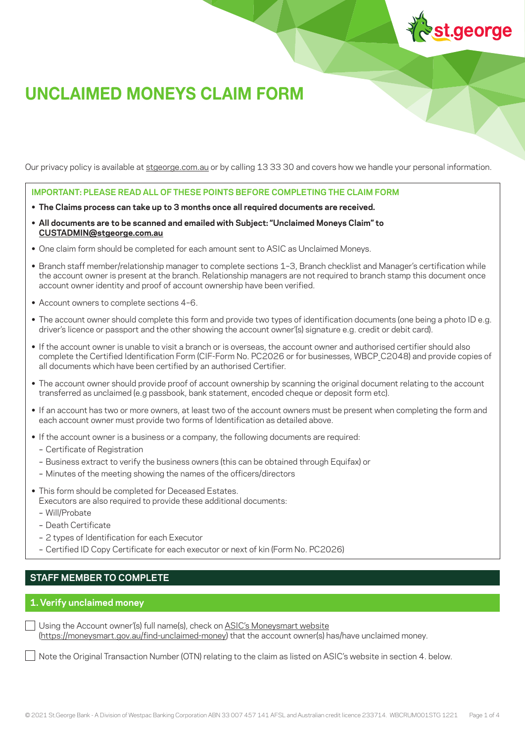# UNCLAIMED MONEYS CLAIM FORM

Our privacy policy is available at stgeorge.com.au or by calling 13 33 30 and covers how we handle your personal information.

**IMPORTANT: PLEASE READ ALL OF THESE POINTS BEFORE COMPLETING THE CLAIM FORM**

- **The Claims process can take up to 3 months once all required documents are received.**
- **All documents are to be scanned and emailed with Subject: "Unclaimed Moneys Claim" to CUSTADMIN@stgeorge.com.au**
- One claim form should be completed for each amount sent to ASIC as Unclaimed Moneys.
- Branch staff member/relationship manager to complete sections 1–3, Branch checklist and Manager's certification while the account owner is present at the branch. Relationship managers are not required to branch stamp this document once account owner identity and proof of account ownership have been verified.
- Account owners to complete sections 4–6.
- The account owner should complete this form and provide two types of identification documents (one being a photo ID e.g. driver's licence or passport and the other showing the account owner'(s) signature e.g. credit or debit card).
- If the account owner is unable to visit a branch or is overseas, the account owner and authorised certifier should also complete the Certified Identification Form (CIF-Form No. PC2026 or for businesses, WBCP_C2048) and provide copies of all documents which have been certified by an authorised Certifier.
- The account owner should provide proof of account ownership by scanning the original document relating to the account transferred as unclaimed (e.g passbook, bank statement, encoded cheque or deposit form etc).
- If an account has two or more owners, at least two of the account owners must be present when completing the form and each account owner must provide two forms of Identification as detailed above.
- If the account owner is a business or a company, the following documents are required:
  - Certificate of Registration
  - Business extract to verify the business owners (this can be obtained through Equifax) or
  - Minutes of the meeting showing the names of the officers/directors
- This form should be completed for Deceased Estates.
  Executors are also required to provide these additional documents:
  - Will/Probate
  - Death Certificate
  - 2 types of Identification for each Executor
  - Certified ID Copy Certificate for each executor or next of kin (Form No. PC2026)

## STAFF MEMBER TO COMPLETE

### 1. Verify unclaimed money

☐ Using the Account owner'(s) full name(s), check on ASIC's Moneysmart website (https://moneysmart.gov.au/find-unclaimed-money) that the account owner(s) has/have unclaimed money.

☐ Note the Original Transaction Number (OTN) relating to the claim as listed on ASIC's website in section 4. below.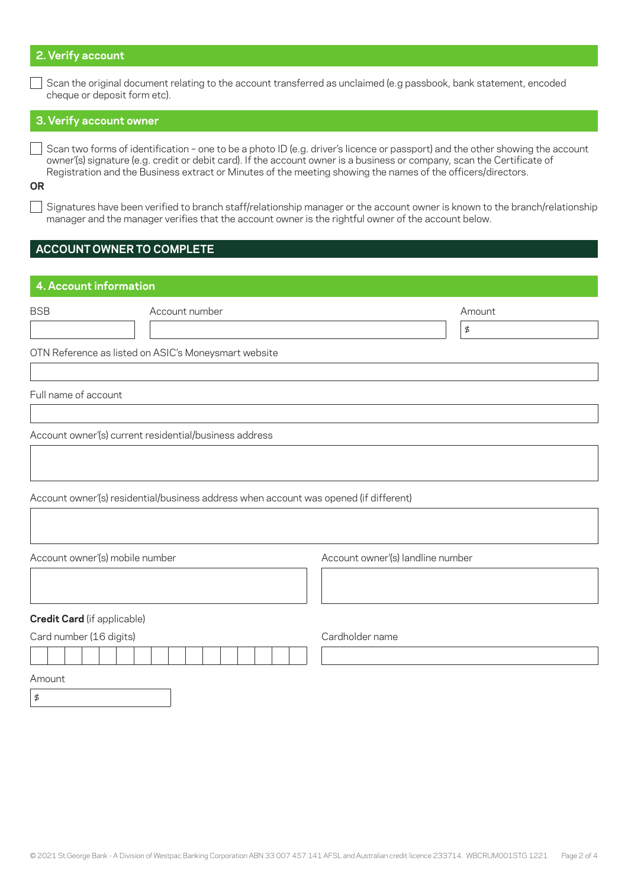## 2. Verify account

- [ ] Scan the original document relating to the account transferred as unclaimed (e.g passbook, bank statement, encoded cheque or deposit form etc).

## 3. Verify account owner

- [ ] Scan two forms of identification – one to be a photo ID (e.g. driver's licence or passport) and the other showing the account owner'(s) signature (e.g. credit or debit card). If the account owner is a business or company, scan the Certificate of Registration and the Business extract or Minutes of the meeting showing the names of the officers/directors.

**OR**

- [ ] Signatures have been verified to branch staff/relationship manager or the account owner is known to the branch/relationship manager and the manager verifies that the account owner is the rightful owner of the account below.

# ACCOUNT OWNER TO COMPLETE

## 4. Account information

| BSB | Account number | Amount |
|---|---|---|
| | | $ |

OTN Reference as listed on ASIC's Moneysmart website

Full name of account

Account owner'(s) current residential/business address

Account owner'(s) residential/business address when account was opened (if different)

| Account owner'(s) mobile number | Account owner'(s) landline number |
|---|---|
| | |

**Credit Card** (if applicable)

| Card number (16 digits) | Cardholder name |
|---|---|
| | |

Amount

$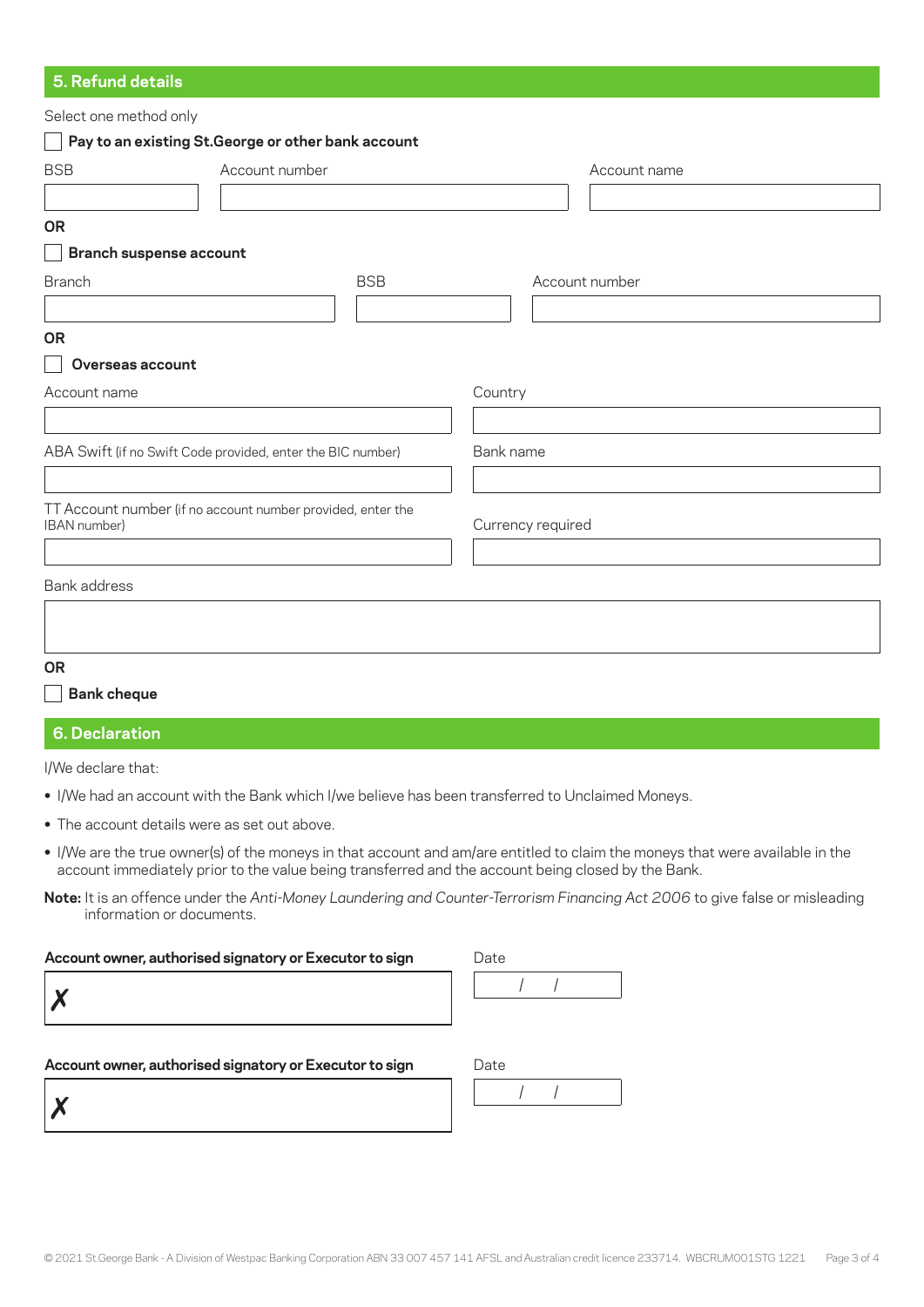## 5. Refund details

Select one method only

☐ **Pay to an existing St.George or other bank account**

| BSB | Account number | Account name |
|---|---|---|
| | | |

**OR**

☐ **Branch suspense account**

| Branch | BSB | Account number |
|---|---|---|
| | | |

**OR**

☐ **Overseas account**

| | |
|---|---|
| Account name | Country |
| | |
| ABA Swift (if no Swift Code provided, enter the BIC number) | Bank name |
| | |
| TT Account number (if no account number provided, enter the IBAN number) | Currency required |
| | |

Bank address

**OR**

☐ **Bank cheque**

## 6. Declaration

I/We declare that:

- I/We had an account with the Bank which I/we believe has been transferred to Unclaimed Moneys.
- The account details were as set out above.
- I/We are the true owner(s) of the moneys in that account and am/are entitled to claim the moneys that were available in the account immediately prior to the value being transferred and the account being closed by the Bank.

**Note:** It is an offence under the *Anti-Money Laundering and Counter-Terrorism Financing Act 2006* to give false or misleading information or documents.

**Account owner, authorised signatory or Executor to sign**

✗

Date / /

**Account owner, authorised signatory or Executor to sign**

✗

Date / /

© 2021 St.George Bank - A Division of Westpac Banking Corporation ABN 33 007 457 141 AFSL and Australian credit licence 233714. WBCRUM001STG 1221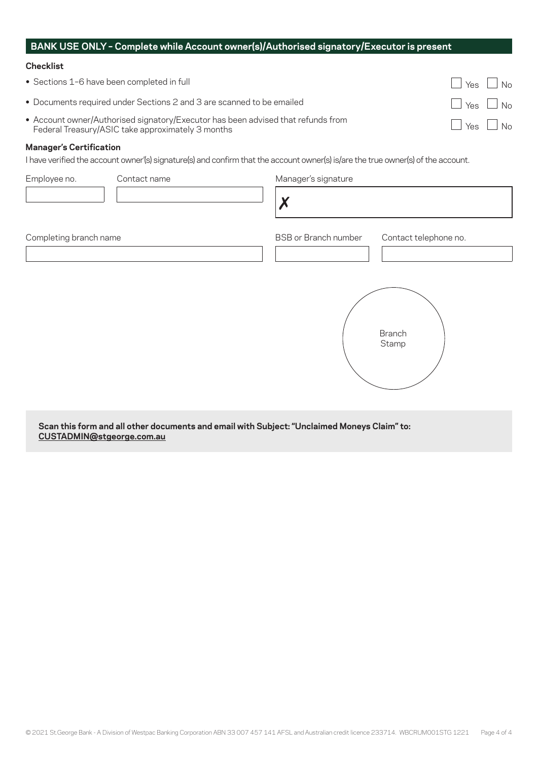## BANK USE ONLY – Complete while Account owner(s)/Authorised signatory/Executor is present

**Checklist**

- Sections 1–6 have been completed in full ☐ Yes ☐ No
- Documents required under Sections 2 and 3 are scanned to be emailed ☐ Yes ☐ No
- Account owner/Authorised signatory/Executor has been advised that refunds from Federal Treasury/ASIC take approximately 3 months ☐ Yes ☐ No

**Manager's Certification**

I have verified the account owner('s) signature(s) and confirm that the account owner(s) is/are the true owner(s) of the account.

Employee no.

Contact name

Manager's signature

✗

Completing branch name

BSB or Branch number

Contact telephone no.

Branch Stamp

**Scan this form and all other documents and email with Subject: "Unclaimed Moneys Claim" to: CUSTADMIN@stgeorge.com.au**

© 2021 St.George Bank - A Division of Westpac Banking Corporation ABN 33 007 457 141 AFSL and Australian credit licence 233714. WBCRUM001STG 1221